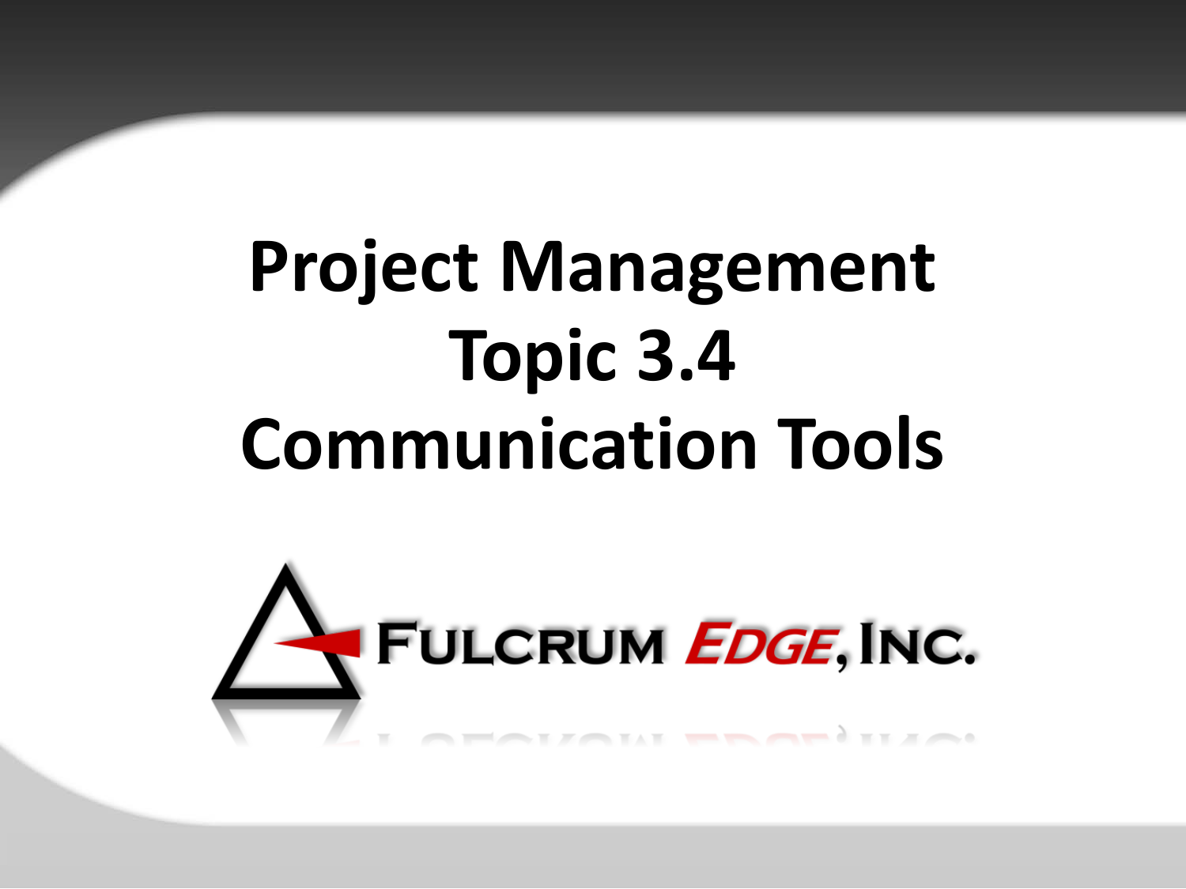# Project Management Topic 3.4 Communication Tools

FULCRUM EDGE, INC.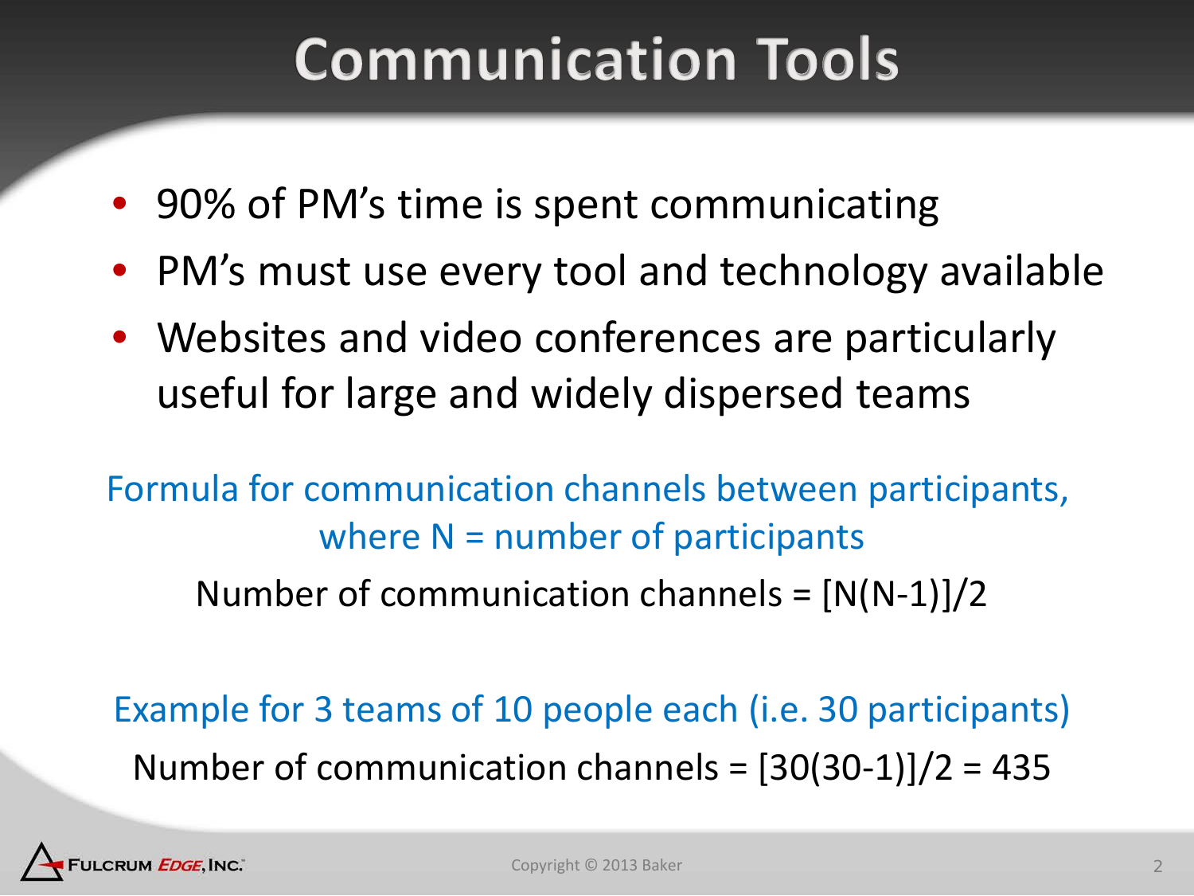# Communication Tools

- 90% of PM's time is spent communicating
- PM's must use every tool and technology available
- Websites and video conferences are particularly useful for large and widely dispersed teams

Formula for communication channels between participants, where N = number of participants

Number of communication channels = $[N(N-1)]/2$

Example for 3 teams of 10 people each (i.e. 30 participants)

Number of communication channels = $[30(30-1)]/2 = 435$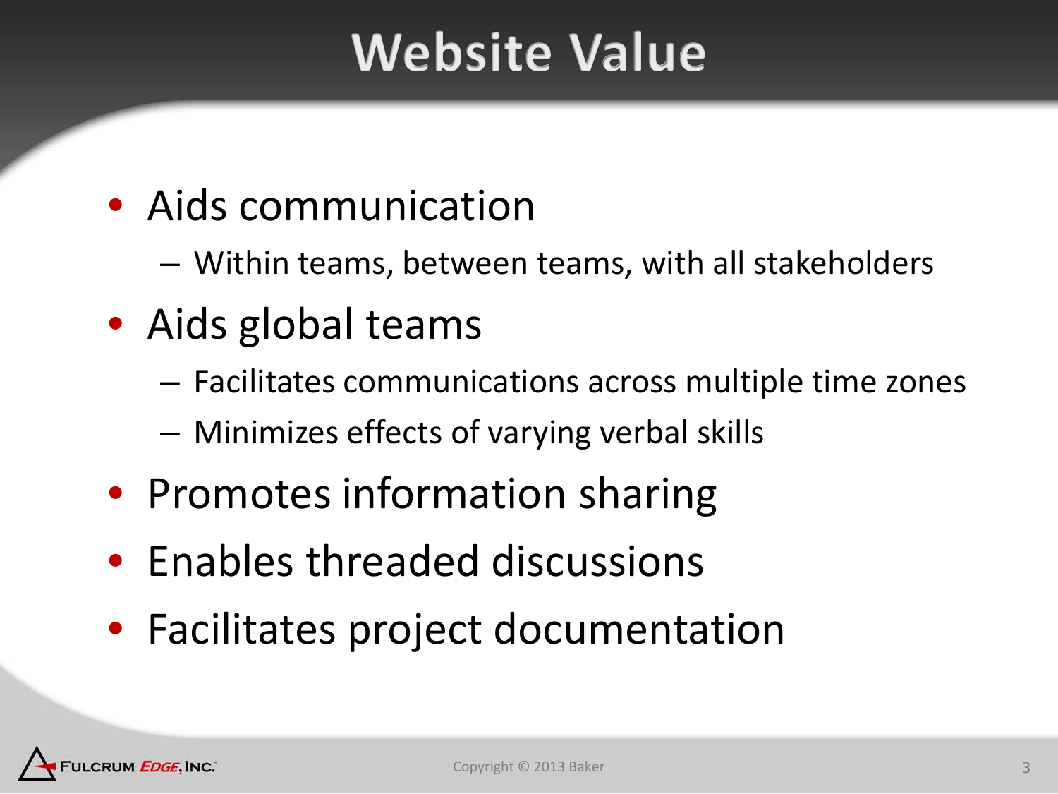# Website Value

- Aids communication
  - Within teams, between teams, with all stakeholders
- Aids global teams
  - Facilitates communications across multiple time zones
  - Minimizes effects of varying verbal skills
- Promotes information sharing
- Enables threaded discussions
- Facilitates project documentation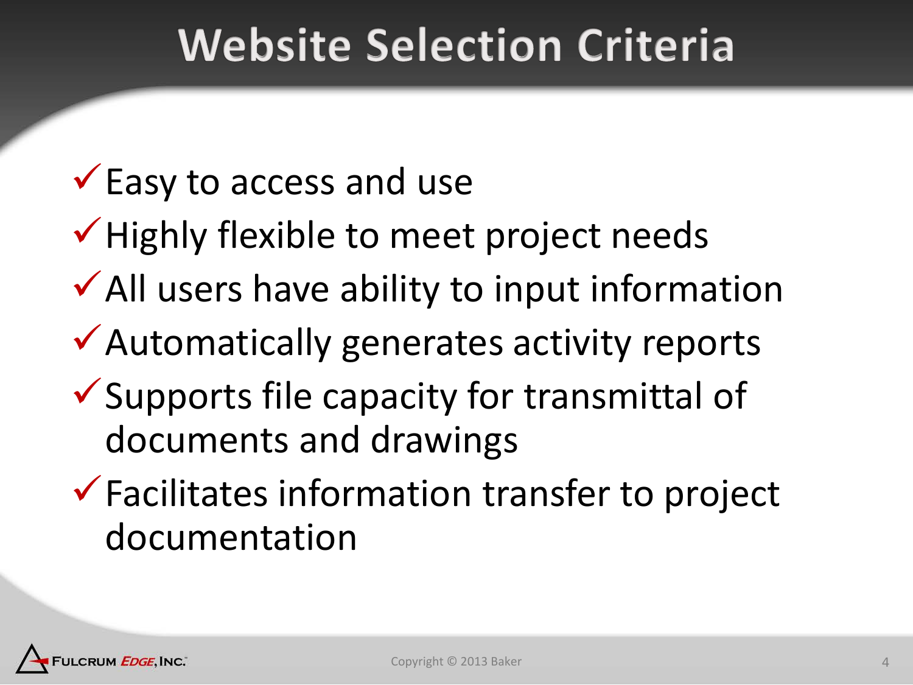# Website Selection Criteria

- ✓ Easy to access and use
- ✓ Highly flexible to meet project needs
- ✓ All users have ability to input information
- ✓ Automatically generates activity reports
- ✓ Supports file capacity for transmittal of documents and drawings
- ✓ Facilitates information transfer to project documentation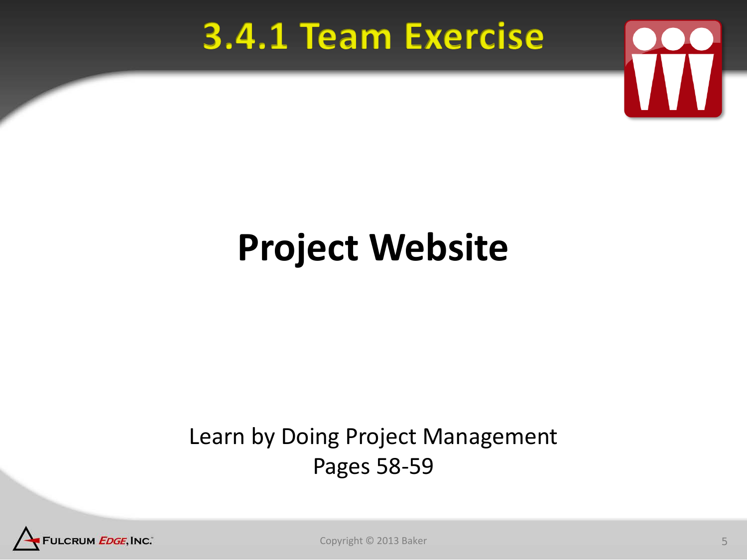# 3.4.1 Team Exercise

## Project Website

Learn by Doing Project Management
Pages 58-59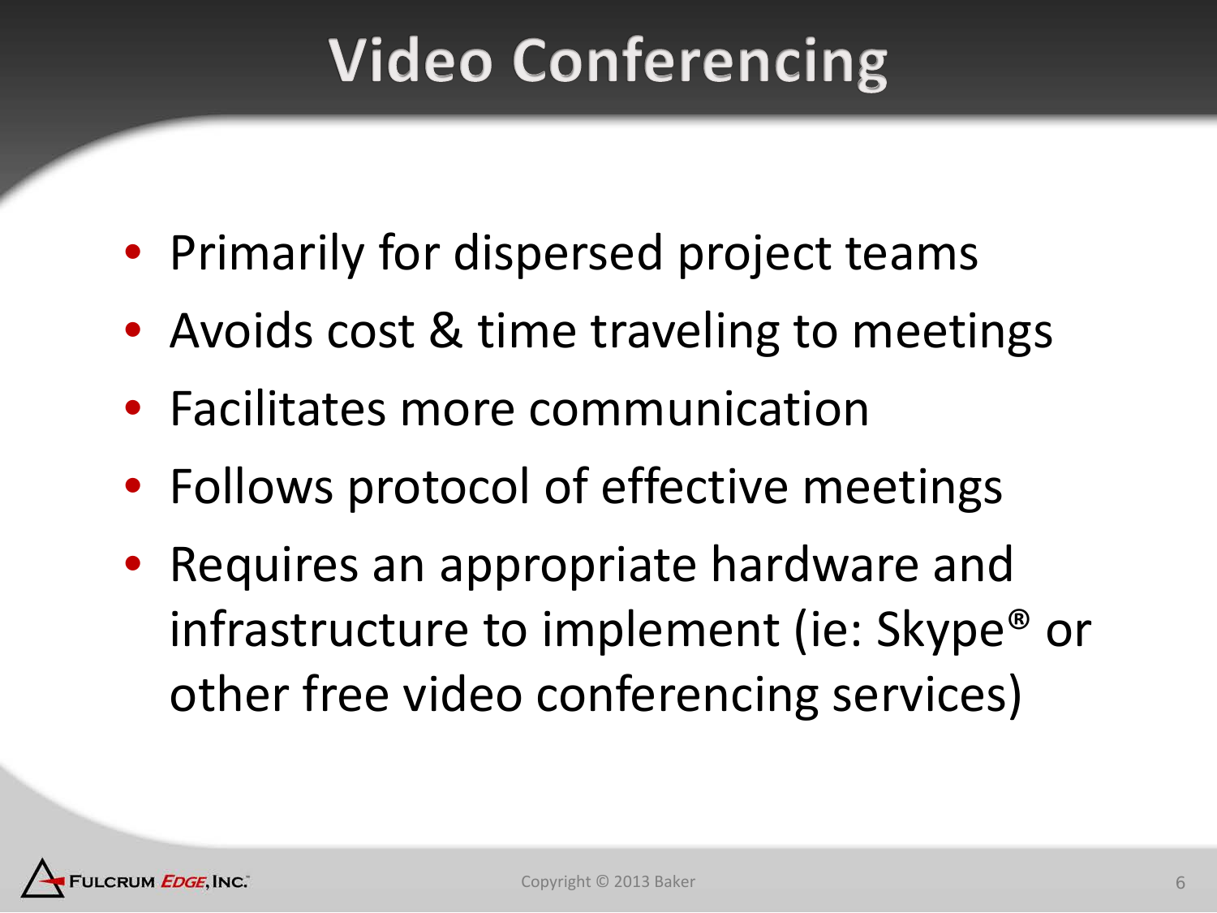# Video Conferencing

- Primarily for dispersed project teams
- Avoids cost & time traveling to meetings
- Facilitates more communication
- Follows protocol of effective meetings
- Requires an appropriate hardware and infrastructure to implement (ie: Skype® or other free video conferencing services)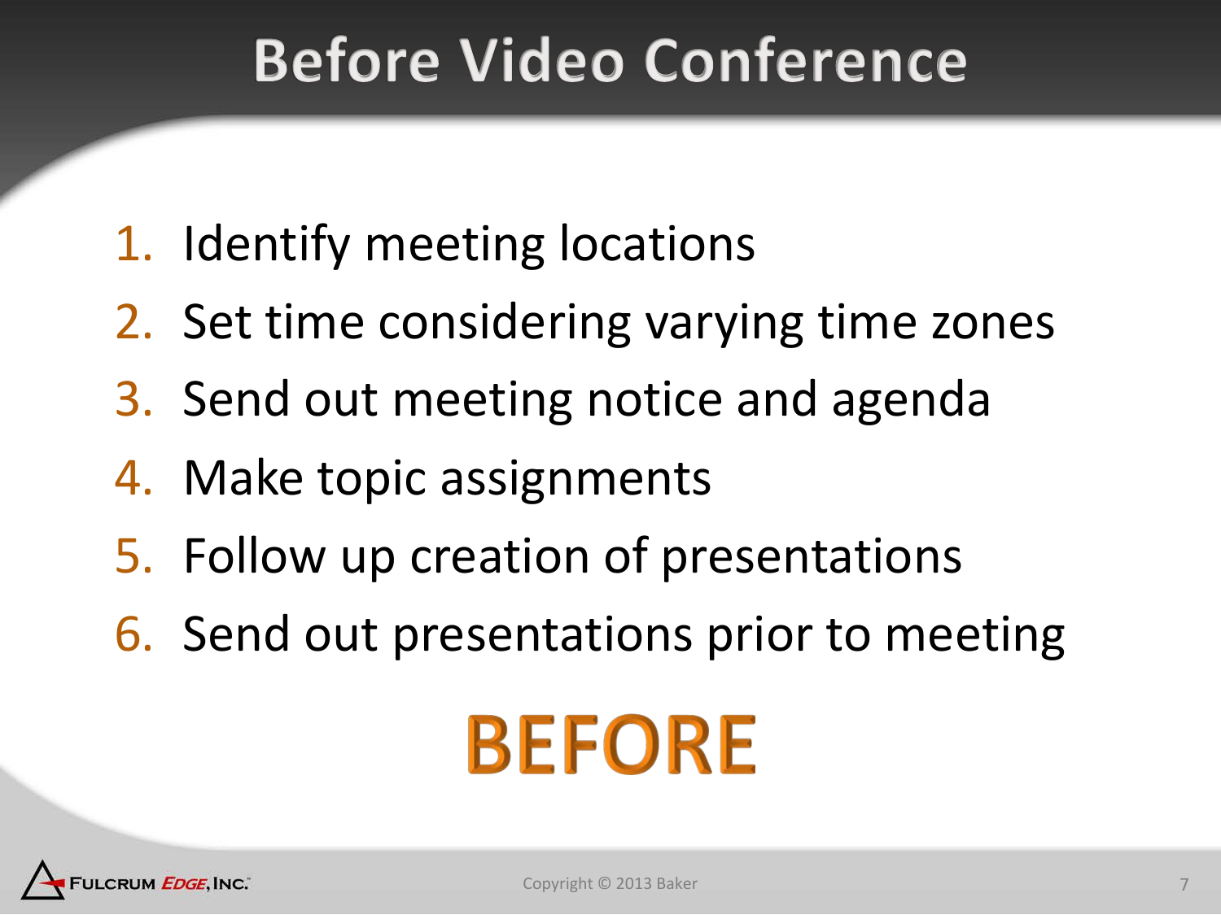# Before Video Conference

1. Identify meeting locations
2. Set time considering varying time zones
3. Send out meeting notice and agenda
4. Make topic assignments
5. Follow up creation of presentations
6. Send out presentations prior to meeting

**BEFORE**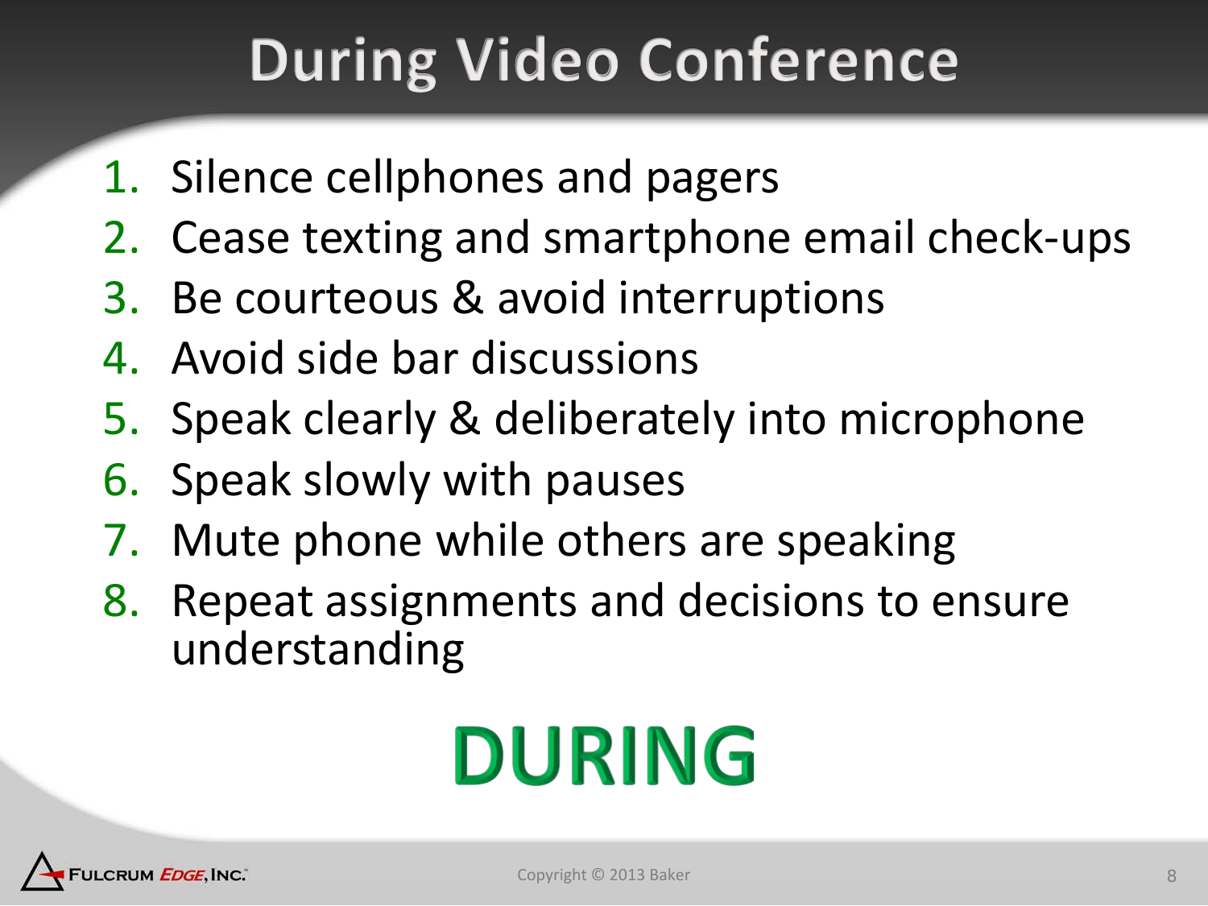# During Video Conference

1. Silence cellphones and pagers
2. Cease texting and smartphone email check-ups
3. Be courteous & avoid interruptions
4. Avoid side bar discussions
5. Speak clearly & deliberately into microphone
6. Speak slowly with pauses
7. Mute phone while others are speaking
8. Repeat assignments and decisions to ensure understanding

**DURING**

Copyright © 2013 Baker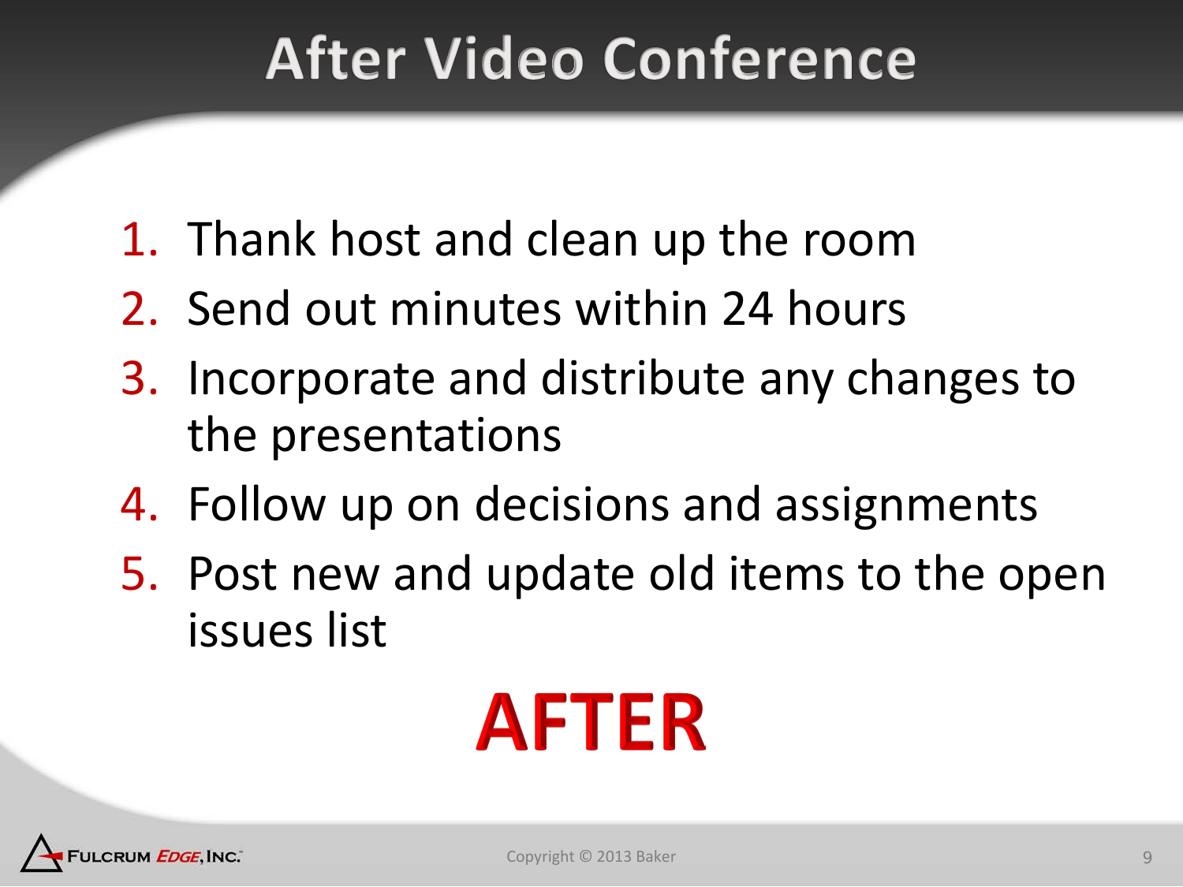# After Video Conference

1. Thank host and clean up the room
2. Send out minutes within 24 hours
3. Incorporate and distribute any changes to the presentations
4. Follow up on decisions and assignments
5. Post new and update old items to the open issues list

**AFTER**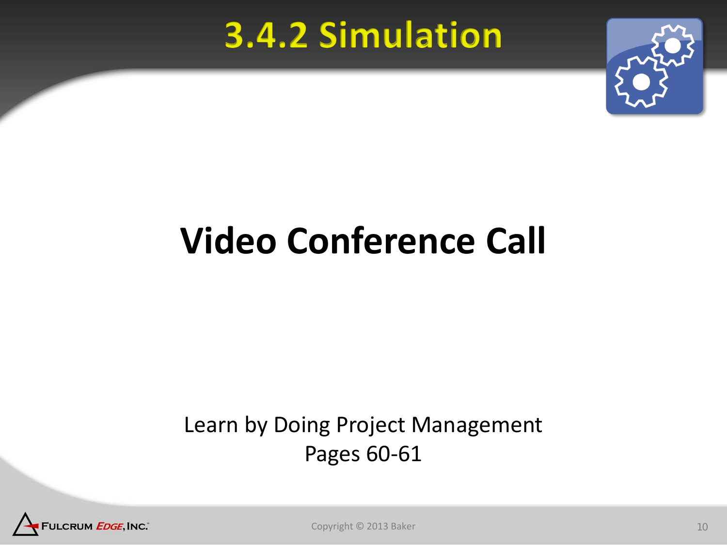# 3.4.2 Simulation

## Video Conference Call

Learn by Doing Project Management
Pages 60-61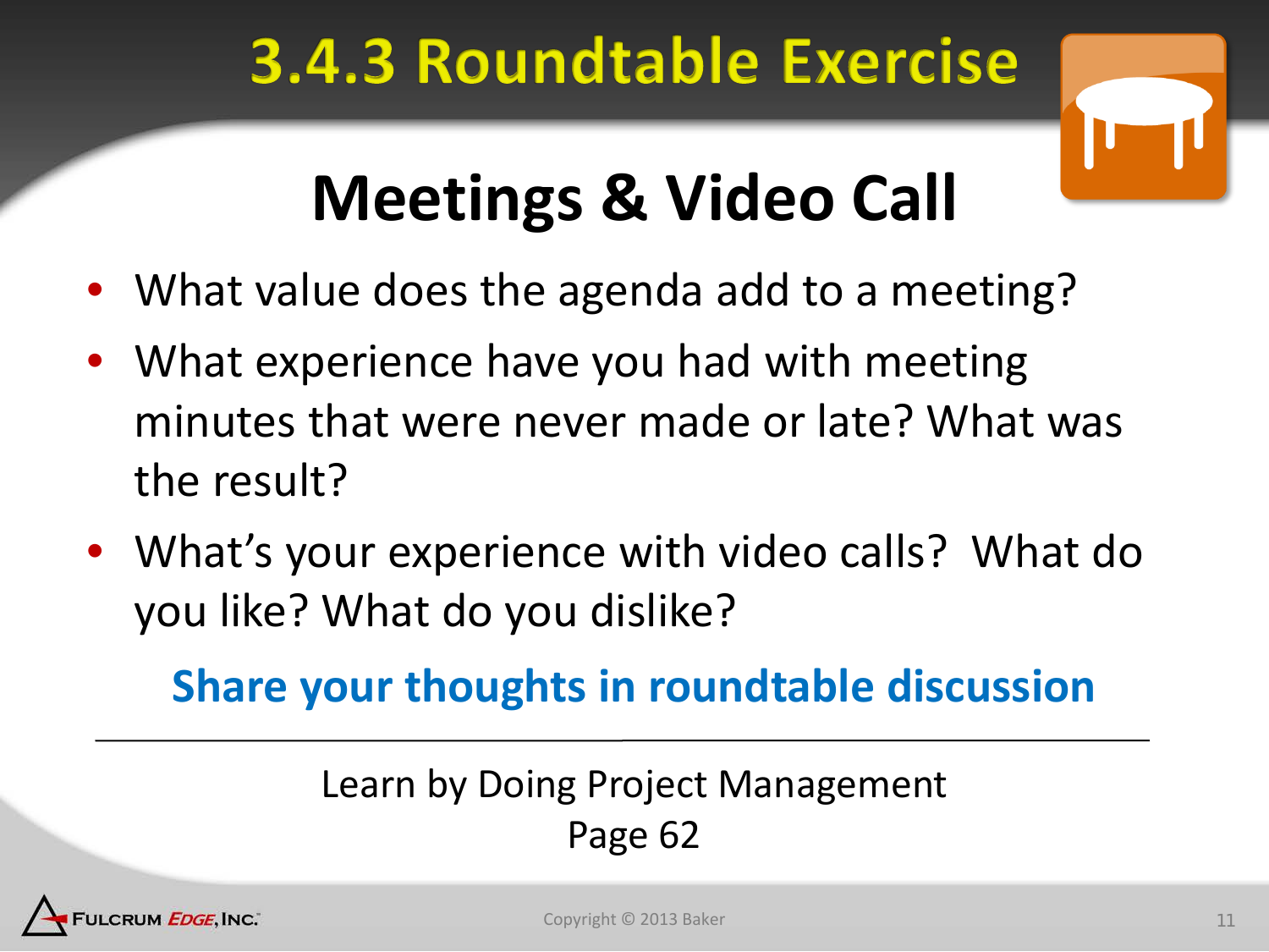# 3.4.3 Roundtable Exercise

## Meetings & Video Call

- What value does the agenda add to a meeting?
- What experience have you had with meeting minutes that were never made or late? What was the result?
- What's your experience with video calls? What do you like? What do you dislike?

**Share your thoughts in roundtable discussion**

---

Learn by Doing Project Management
Page 62

FULCRUM EDGE, INC.

Copyright © 2013 Baker